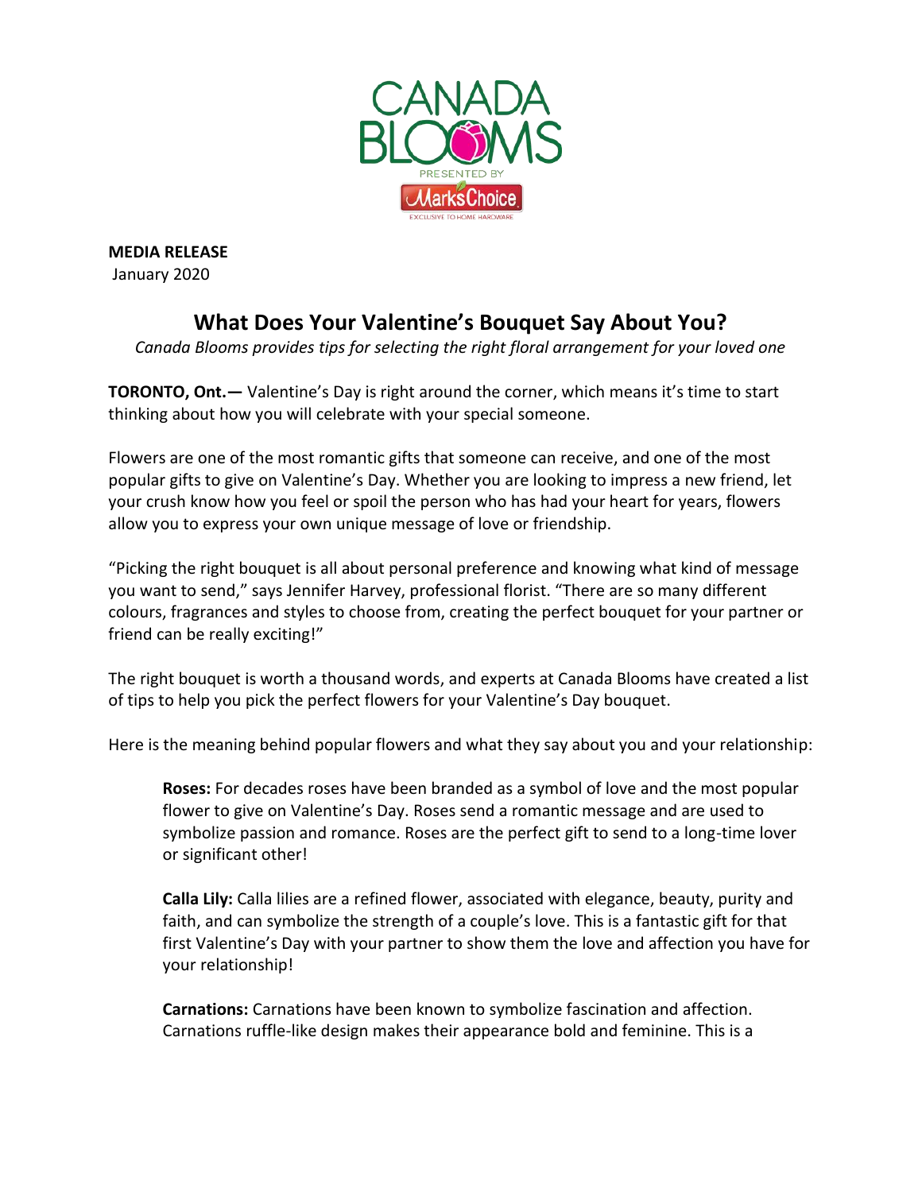CANADA BLOOMS

PRESENTED BY

MarksChoice

EXCLUSIVE TO HOME HARDWARE

**MEDIA RELEASE**
January 2020

## What Does Your Valentine's Bouquet Say About You?

*Canada Blooms provides tips for selecting the right floral arrangement for your loved one*

**TORONTO, Ont.—** Valentine's Day is right around the corner, which means it's time to start thinking about how you will celebrate with your special someone.

Flowers are one of the most romantic gifts that someone can receive, and one of the most popular gifts to give on Valentine's Day. Whether you are looking to impress a new friend, let your crush know how you feel or spoil the person who has had your heart for years, flowers allow you to express your own unique message of love or friendship.

"Picking the right bouquet is all about personal preference and knowing what kind of message you want to send," says Jennifer Harvey, professional florist. "There are so many different colours, fragrances and styles to choose from, creating the perfect bouquet for your partner or friend can be really exciting!"

The right bouquet is worth a thousand words, and experts at Canada Blooms have created a list of tips to help you pick the perfect flowers for your Valentine's Day bouquet.

Here is the meaning behind popular flowers and what they say about you and your relationship:

> **Roses:** For decades roses have been branded as a symbol of love and the most popular flower to give on Valentine's Day. Roses send a romantic message and are used to symbolize passion and romance. Roses are the perfect gift to send to a long-time lover or significant other!
>
> **Calla Lily:** Calla lilies are a refined flower, associated with elegance, beauty, purity and faith, and can symbolize the strength of a couple's love. This is a fantastic gift for that first Valentine's Day with your partner to show them the love and affection you have for your relationship!
>
> **Carnations:** Carnations have been known to symbolize fascination and affection. Carnations ruffle-like design makes their appearance bold and feminine. This is a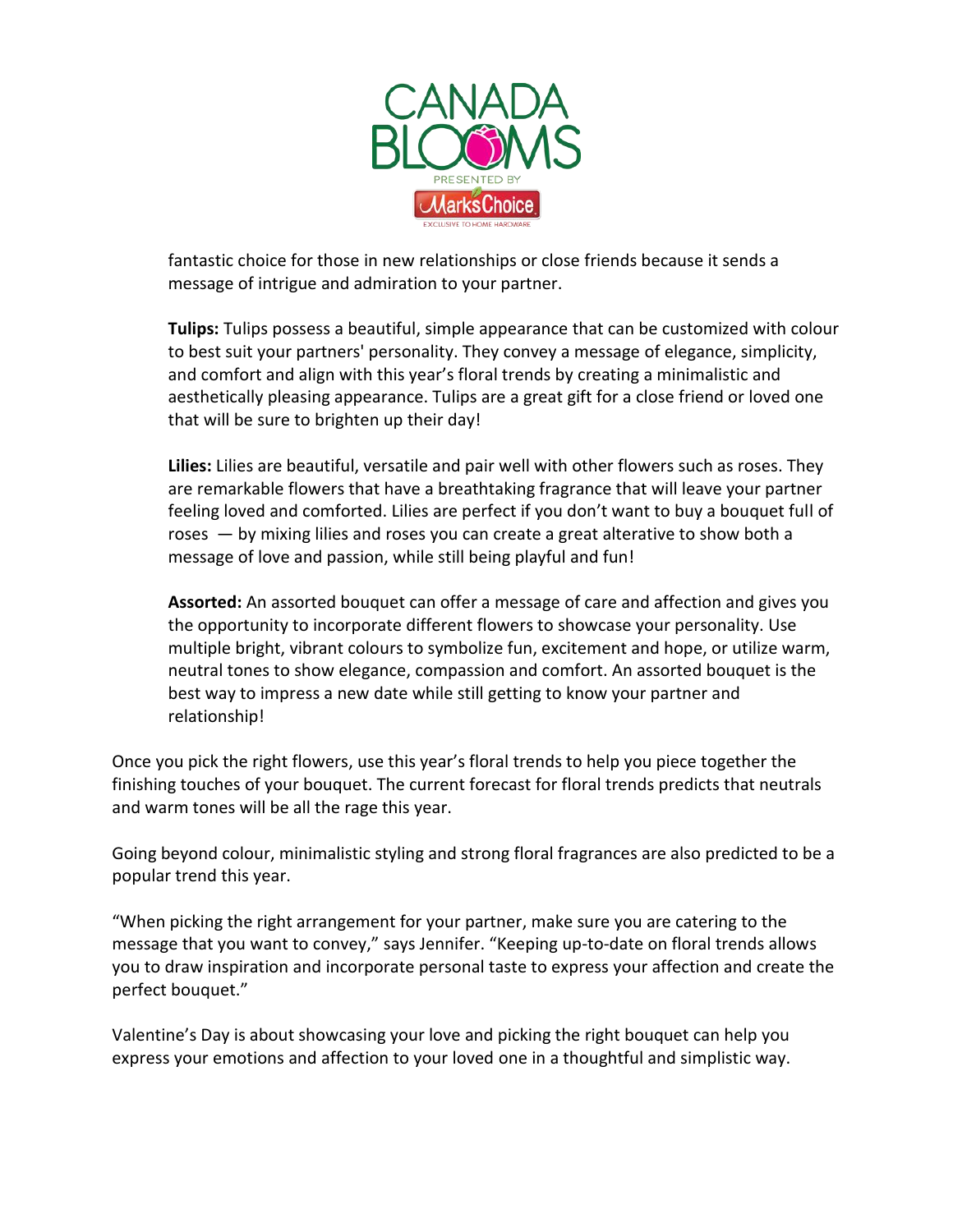fantastic choice for those in new relationships or close friends because it sends a message of intrigue and admiration to your partner.

**Tulips:** Tulips possess a beautiful, simple appearance that can be customized with colour to best suit your partners' personality. They convey a message of elegance, simplicity, and comfort and align with this year's floral trends by creating a minimalistic and aesthetically pleasing appearance. Tulips are a great gift for a close friend or loved one that will be sure to brighten up their day!

**Lilies:** Lilies are beautiful, versatile and pair well with other flowers such as roses. They are remarkable flowers that have a breathtaking fragrance that will leave your partner feeling loved and comforted. Lilies are perfect if you don't want to buy a bouquet full of roses — by mixing lilies and roses you can create a great alterative to show both a message of love and passion, while still being playful and fun!

**Assorted:** An assorted bouquet can offer a message of care and affection and gives you the opportunity to incorporate different flowers to showcase your personality. Use multiple bright, vibrant colours to symbolize fun, excitement and hope, or utilize warm, neutral tones to show elegance, compassion and comfort. An assorted bouquet is the best way to impress a new date while still getting to know your partner and relationship!

Once you pick the right flowers, use this year's floral trends to help you piece together the finishing touches of your bouquet. The current forecast for floral trends predicts that neutrals and warm tones will be all the rage this year.

Going beyond colour, minimalistic styling and strong floral fragrances are also predicted to be a popular trend this year.

"When picking the right arrangement for your partner, make sure you are catering to the message that you want to convey," says Jennifer. "Keeping up-to-date on floral trends allows you to draw inspiration and incorporate personal taste to express your affection and create the perfect bouquet."

Valentine's Day is about showcasing your love and picking the right bouquet can help you express your emotions and affection to your loved one in a thoughtful and simplistic way.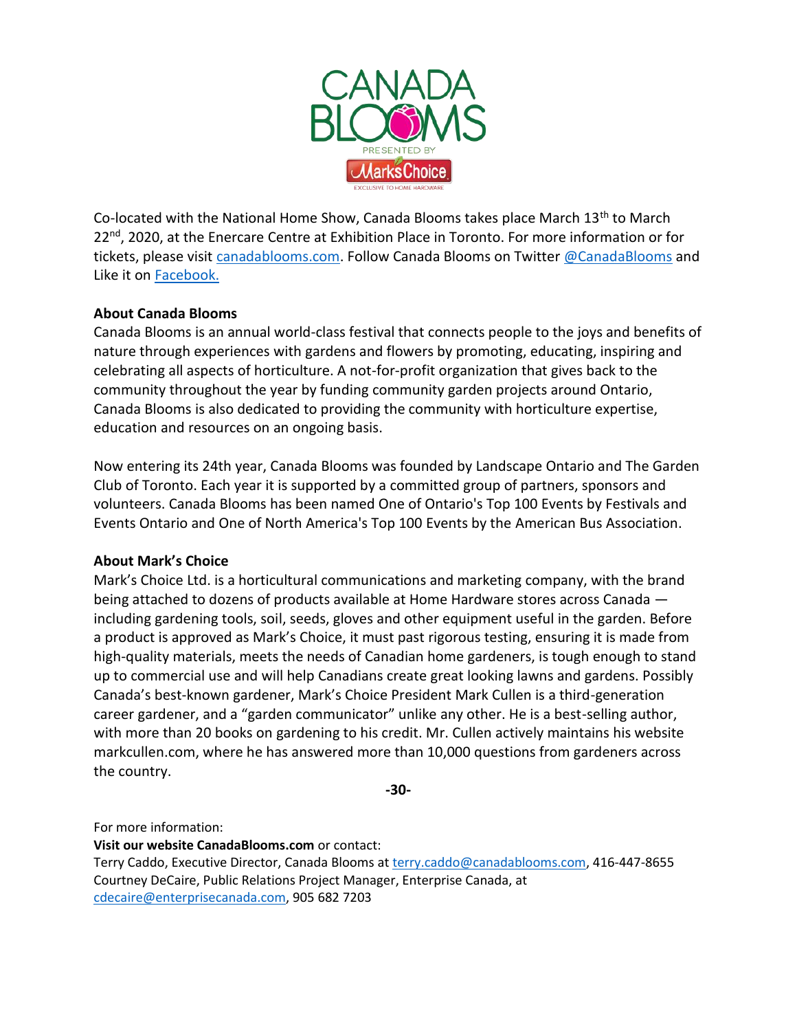Co-located with the National Home Show, Canada Blooms takes place March 13th to March 22nd, 2020, at the Enercare Centre at Exhibition Place in Toronto. For more information or for tickets, please visit canadablooms.com. Follow Canada Blooms on Twitter @CanadaBlooms and Like it on Facebook.

**About Canada Blooms**

Canada Blooms is an annual world-class festival that connects people to the joys and benefits of nature through experiences with gardens and flowers by promoting, educating, inspiring and celebrating all aspects of horticulture. A not-for-profit organization that gives back to the community throughout the year by funding community garden projects around Ontario, Canada Blooms is also dedicated to providing the community with horticulture expertise, education and resources on an ongoing basis.

Now entering its 24th year, Canada Blooms was founded by Landscape Ontario and The Garden Club of Toronto. Each year it is supported by a committed group of partners, sponsors and volunteers. Canada Blooms has been named One of Ontario's Top 100 Events by Festivals and Events Ontario and One of North America's Top 100 Events by the American Bus Association.

**About Mark's Choice**

Mark's Choice Ltd. is a horticultural communications and marketing company, with the brand being attached to dozens of products available at Home Hardware stores across Canada — including gardening tools, soil, seeds, gloves and other equipment useful in the garden. Before a product is approved as Mark's Choice, it must past rigorous testing, ensuring it is made from high-quality materials, meets the needs of Canadian home gardeners, is tough enough to stand up to commercial use and will help Canadians create great looking lawns and gardens. Possibly Canada's best-known gardener, Mark's Choice President Mark Cullen is a third-generation career gardener, and a "garden communicator" unlike any other. He is a best-selling author, with more than 20 books on gardening to his credit. Mr. Cullen actively maintains his website markcullen.com, where he has answered more than 10,000 questions from gardeners across the country.

**-30-**

For more information:
**Visit our website CanadaBlooms.com** or contact:
Terry Caddo, Executive Director, Canada Blooms at terry.caddo@canadablooms.com, 416-447-8655
Courtney DeCaire, Public Relations Project Manager, Enterprise Canada, at cdecaire@enterprisecanada.com, 905 682 7203